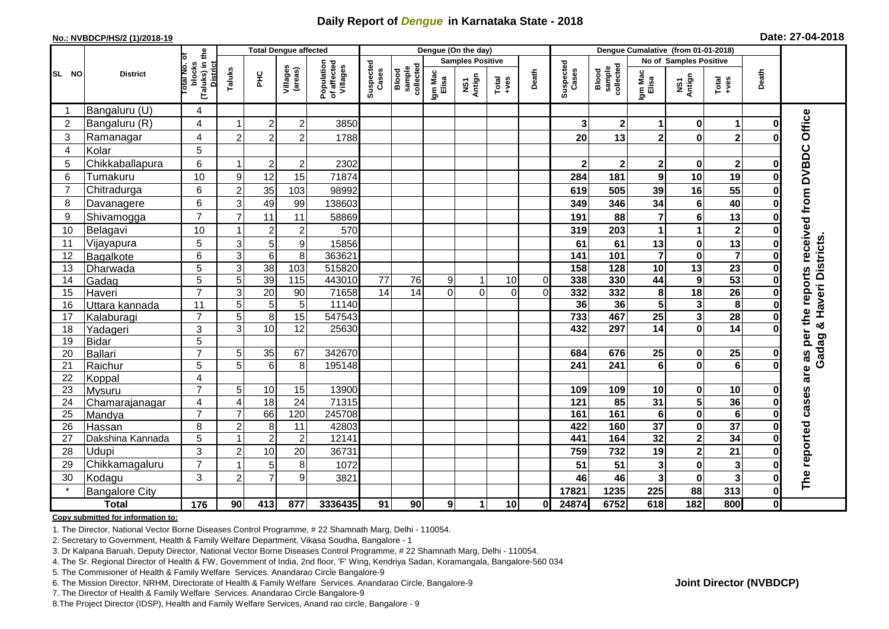# Daily Report of *Dengue* in Karnataka State - 2018

**No.: NVBDCP/HS/2 (1)/2018-19**

**Date: 27-04-2018**

| SL NO | District | Total No. of blocks (Taluks) in the District | Total Dengue affected | | | | Dengue (On the day) | | | | | | | Dengue Cumalative (from 01-01-2018) | | | | | | | |
|---|---|---|---|---|---|---|---|---|---|---|---|---|---|---|---|---|---|---|---|---|
| | | | Taluks | PHC | Villages (areas) | Population of affected Villages | Suspected Cases | Blood sample collected | Samples Positive | | | Death | Suspected Cases | Blood sample collected | No of Samples Positive | | | Death | |
| | | | | | | | | | Igm Mac Elisa | NS1 Antign | Total +ves | | | | Igm Mac Elisa | NS1 Antign | Total +ves | | |
| 1 | Bangaluru (U) | 4 | | | | | | | | | | | | | | | | | The reported cases are as per the reports received from DVBDC Office Gadag & Haveri Districts. |
| 2 | Bangaluru (R) | 4 | 1 | 2 | 2 | 3850 | | | | | | | 3 | 2 | 1 | 0 | 1 | 0 | |
| 3 | Ramanagar | 4 | 2 | 2 | 2 | 1788 | | | | | | | 20 | 13 | 2 | 0 | 2 | 0 | |
| 4 | Kolar | 5 | | | | | | | | | | | | | | | | | |
| 5 | Chikkaballapura | 6 | 1 | 2 | 2 | 2302 | | | | | | | 2 | 2 | 2 | 0 | 2 | 0 | |
| 6 | Tumakuru | 10 | 9 | 12 | 15 | 71874 | | | | | | | 284 | 181 | 9 | 10 | 19 | 0 | |
| 7 | Chitradurga | 6 | 2 | 35 | 103 | 98992 | | | | | | | 619 | 505 | 39 | 16 | 55 | 0 | |
| 8 | Davanagere | 6 | 3 | 49 | 99 | 138603 | | | | | | | 349 | 346 | 34 | 6 | 40 | 0 | |
| 9 | Shivamogga | 7 | 7 | 11 | 11 | 58869 | | | | | | | 191 | 88 | 7 | 6 | 13 | 0 | |
| 10 | Belagavi | 10 | 1 | 2 | 2 | 570 | | | | | | | 319 | 203 | 1 | 1 | 2 | 0 | |
| 11 | Vijayapura | 5 | 3 | 5 | 9 | 15856 | | | | | | | 61 | 61 | 13 | 0 | 13 | 0 | |
| 12 | Bagalkote | 6 | 3 | 6 | 8 | 363621 | | | | | | | 141 | 101 | 7 | 0 | 7 | 0 | |
| 13 | Dharwada | 5 | 3 | 38 | 103 | 515820 | | | | | | | 158 | 128 | 10 | 13 | 23 | 0 | |
| 14 | Gadag | 5 | 5 | 39 | 115 | 443010 | 77 | 76 | 9 | 1 | 10 | 0 | 338 | 330 | 44 | 9 | 53 | 0 | |
| 15 | Haveri | 7 | 3 | 20 | 90 | 71658 | 14 | 14 | 0 | 0 | 0 | 0 | 332 | 332 | 8 | 18 | 26 | 0 | |
| 16 | Uttara kannada | 11 | 5 | 5 | 5 | 11140 | | | | | | | 36 | 36 | 5 | 3 | 8 | 0 | |
| 17 | Kalaburagi | 7 | 5 | 8 | 15 | 547543 | | | | | | | 733 | 467 | 25 | 3 | 28 | 0 | |
| 18 | Yadageri | 3 | 3 | 10 | 12 | 25630 | | | | | | | 432 | 297 | 14 | 0 | 14 | 0 | |
| 19 | Bidar | 5 | | | | | | | | | | | | | | | | | |
| 20 | Ballari | 7 | 5 | 35 | 67 | 342670 | | | | | | | 684 | 676 | 25 | 0 | 25 | 0 | |
| 21 | Raichur | 5 | 5 | 6 | 8 | 195148 | | | | | | | 241 | 241 | 6 | 0 | 6 | 0 | |
| 22 | Koppal | 4 | | | | | | | | | | | | | | | | | |
| 23 | Mysuru | 7 | 5 | 10 | 15 | 13900 | | | | | | | 109 | 109 | 10 | 0 | 10 | 0 | |
| 24 | Chamarajanagar | 4 | 4 | 18 | 24 | 71315 | | | | | | | 121 | 85 | 31 | 5 | 36 | 0 | |
| 25 | Mandya | 7 | 7 | 66 | 120 | 245708 | | | | | | | 161 | 161 | 6 | 0 | 6 | 0 | |
| 26 | Hassan | 8 | 2 | 8 | 11 | 42803 | | | | | | | 422 | 160 | 37 | 0 | 37 | 0 | |
| 27 | Dakshina Kannada | 5 | 1 | 2 | 2 | 12141 | | | | | | | 441 | 164 | 32 | 2 | 34 | 0 | |
| 28 | Udupi | 3 | 2 | 10 | 20 | 36731 | | | | | | | 759 | 732 | 19 | 2 | 21 | 0 | |
| 29 | Chikkamagaluru | 7 | 1 | 5 | 8 | 1072 | | | | | | | 51 | 51 | 3 | 0 | 3 | 0 | |
| 30 | Kodagu | 3 | 2 | 7 | 9 | 3821 | | | | | | | 46 | 46 | 3 | 0 | 3 | 0 | |
| * | Bangalore City | | | | | | | | | | | | 17821 | 1235 | 225 | 88 | 313 | 0 | |
| **Total** | | **176** | **90** | **413** | **877** | **3336435** | **91** | **90** | **9** | **1** | **10** | **0** | **24874** | **6752** | **618** | **182** | **800** | **0** | |

**Copy submitted for information to:**

1. The Director, National Vector Borne Diseases Control Programme, # 22 Shamnath Marg, Delhi - 110054.
2. Secretary to Government, Health & Family Welfare Department, Vikasa Soudha, Bangalore - 1
3. Dr Kalpana Baruah, Deputy Director, National Vector Borne Diseases Control Programme, # 22 Shamnath Marg, Delhi - 110054.
4. The Sr. Regional Director of Health & FW, Government of India, 2nd floor, 'F' Wing, Kendriya Sadan, Koramangala, Bangalore-560 034
5. The Commisioner of Health & Family Welfare Services. Anandarao Circle Bangalore-9
6. The Mission Director, NRHM, Directorate of Health & Family Welfare Services. Anandarao Circle, Bangalore-9
7. The Director of Health & Family Welfare Services. Anandarao Circle Bangalore-9
8. The Project Director (IDSP), Health and Family Welfare Services, Anand rao circle, Bangalore - 9

**Joint Director (NVBDCP)**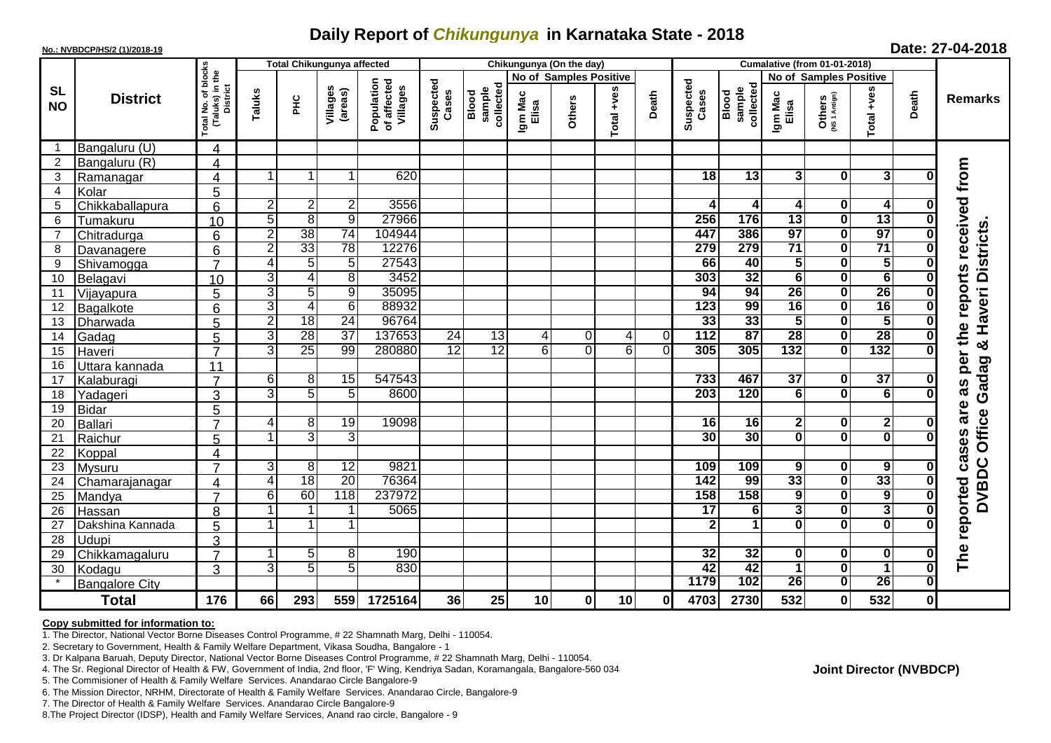# Daily Report of *Chikungunya* in Karnataka State - 2018

**No.: NVBDCP/HS/2 (1)/2018-19**

**Date: 27-04-2018**

| SL NO | District | Total No. of blocks (Taluks) in the District | Total Chikungunya affected | | | | Chikungunya (On the day) | | | | | | | Cumalative (from 01-01-2018) | | | | | | | Remarks |
|---|---|---|---|---|---|---|---|---|---|---|---|---|---|---|---|---|---|---|---|---|---|
| | | | Taluks | PHC | Villages (areas) | Population of affected Villages | Suspected Cases | Blood sample collected | No of Samples Positive | | | Death | Suspected Cases | Blood sample collected | No of Samples Positive | | | Death | |
| | | | | | | | | | Igm Mac Elisa | Others | Total +ves | | | | Igm Mac Elisa | Others (NS 1 Antign) | Total +ves | | |
| 1 | Bangaluru (U) | 4 | | | | | | | | | | | | | | | | | The reported cases are as per the reports received from DVBDC Office Gadag & Haveri Districts. |
| 2 | Bangaluru (R) | 4 | | | | | | | | | | | | | | | | | |
| 3 | Ramanagar | 4 | 1 | 1 | 1 | 620 | | | | | | | 18 | 13 | 3 | 0 | 3 | 0 | |
| 4 | Kolar | 5 | | | | | | | | | | | | | | | | | |
| 5 | Chikkaballapura | 6 | 2 | 2 | 2 | 3556 | | | | | | | 4 | 4 | 4 | 0 | 4 | 0 | |
| 6 | Tumakuru | 10 | 5 | 8 | 9 | 27966 | | | | | | | 256 | 176 | 13 | 0 | 13 | 0 | |
| 7 | Chitradurga | 6 | 2 | 38 | 74 | 104944 | | | | | | | 447 | 386 | 97 | 0 | 97 | 0 | |
| 8 | Davanagere | 6 | 2 | 33 | 78 | 12276 | | | | | | | 279 | 279 | 71 | 0 | 71 | 0 | |
| 9 | Shivamogga | 7 | 4 | 5 | 5 | 27543 | | | | | | | 66 | 40 | 5 | 0 | 5 | 0 | |
| 10 | Belagavi | 10 | 3 | 4 | 8 | 3452 | | | | | | | 303 | 32 | 6 | 0 | 6 | 0 | |
| 11 | Vijayapura | 5 | 3 | 5 | 9 | 35095 | | | | | | | 94 | 94 | 26 | 0 | 26 | 0 | |
| 12 | Bagalkote | 6 | 3 | 4 | 6 | 88932 | | | | | | | 123 | 99 | 16 | 0 | 16 | 0 | |
| 13 | Dharwada | 5 | 2 | 18 | 24 | 96764 | | | | | | | 33 | 33 | 5 | 0 | 5 | 0 | |
| 14 | Gadag | 5 | 3 | 28 | 37 | 137653 | 24 | 13 | 4 | 0 | 4 | 0 | 112 | 87 | 28 | 0 | 28 | 0 | |
| 15 | Haveri | 7 | 3 | 25 | 99 | 280880 | 12 | 12 | 6 | 0 | 6 | 0 | 305 | 305 | 132 | 0 | 132 | 0 | |
| 16 | Uttara kannada | 11 | | | | | | | | | | | | | | | | | |
| 17 | Kalaburagi | 7 | 6 | 8 | 15 | 547543 | | | | | | | 733 | 467 | 37 | 0 | 37 | 0 | |
| 18 | Yadageri | 3 | 3 | 5 | 5 | 8600 | | | | | | | 203 | 120 | 6 | 0 | 6 | 0 | |
| 19 | Bidar | 5 | | | | | | | | | | | | | | | | | |
| 20 | Ballari | 7 | 4 | 8 | 19 | 19098 | | | | | | | 16 | 16 | 2 | 0 | 2 | 0 | |
| 21 | Raichur | 5 | 1 | 3 | 3 | | | | | | | | 30 | 30 | 0 | 0 | 0 | 0 | |
| 22 | Koppal | 4 | | | | | | | | | | | | | | | | | |
| 23 | Mysuru | 7 | 3 | 8 | 12 | 9821 | | | | | | | 109 | 109 | 9 | 0 | 9 | 0 | |
| 24 | Chamarajanagar | 4 | 4 | 18 | 20 | 76364 | | | | | | | 142 | 99 | 33 | 0 | 33 | 0 | |
| 25 | Mandya | 7 | 6 | 60 | 118 | 237972 | | | | | | | 158 | 158 | 9 | 0 | 9 | 0 | |
| 26 | Hassan | 8 | 1 | 1 | 1 | 5065 | | | | | | | 17 | 6 | 3 | 0 | 3 | 0 | |
| 27 | Dakshina Kannada | 5 | 1 | 1 | 1 | | | | | | | | 2 | 1 | 0 | 0 | 0 | 0 | |
| 28 | Udupi | 3 | | | | | | | | | | | | | | | | | |
| 29 | Chikkamagaluru | 7 | 1 | 5 | 8 | 190 | | | | | | | 32 | 32 | 0 | 0 | 0 | 0 | |
| 30 | Kodagu | 3 | 3 | 5 | 5 | 830 | | | | | | | 42 | 42 | 1 | 0 | 1 | 0 | |
| * | Bangalore City | | | | | | | | | | | | 1179 | 102 | 26 | 0 | 26 | 0 | |
| **Total** | | **176** | **66** | **293** | **559** | **1725164** | **36** | **25** | **10** | **0** | **10** | **0** | **4703** | **2730** | **532** | **0** | **532** | **0** | |

**Copy submitted for information to:**

1. The Director, National Vector Borne Diseases Control Programme, # 22 Shamnath Marg, Delhi - 110054.
2. Secretary to Government, Health & Family Welfare Department, Vikasa Soudha, Bangalore - 1
3. Dr Kalpana Baruah, Deputy Director, National Vector Borne Diseases Control Programme, # 22 Shamnath Marg, Delhi - 110054.
4. The Sr. Regional Director of Health & FW, Government of India, 2nd floor, 'F' Wing, Kendriya Sadan, Koramangala, Bangalore-560 034
5. The Commisioner of Health & Family Welfare Services. Anandarao Circle Bangalore-9
6. The Mission Director, NRHM, Directorate of Health & Family Welfare Services. Anandarao Circle, Bangalore-9
7. The Director of Health & Family Welfare Services. Anandarao Circle Bangalore-9
8. The Project Director (IDSP), Health and Family Welfare Services, Anand rao circle, Bangalore - 9

**Joint Director (NVBDCP)**